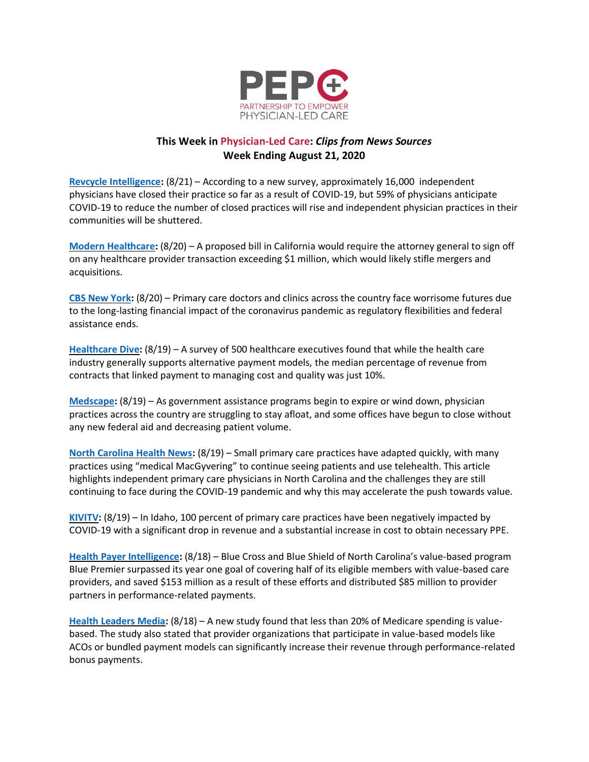PEP+
PARTNERSHIP TO EMPOWER
PHYSICIAN-LED CARE

## This Week in Physician-Led Care: *Clips from News Sources*
## Week Ending August 21, 2020

**Revcycle Intelligence:** (8/21) – According to a new survey, approximately 16,000 independent physicians have closed their practice so far as a result of COVID-19, but 59% of physicians anticipate COVID-19 to reduce the number of closed practices will rise and independent physician practices in their communities will be shuttered.

**Modern Healthcare:** (8/20) – A proposed bill in California would require the attorney general to sign off on any healthcare provider transaction exceeding $1 million, which would likely stifle mergers and acquisitions.

**CBS New York:** (8/20) – Primary care doctors and clinics across the country face worrisome futures due to the long-lasting financial impact of the coronavirus pandemic as regulatory flexibilities and federal assistance ends.

**Healthcare Dive:** (8/19) – A survey of 500 healthcare executives found that while the health care industry generally supports alternative payment models, the median percentage of revenue from contracts that linked payment to managing cost and quality was just 10%.

**Medscape:** (8/19) – As government assistance programs begin to expire or wind down, physician practices across the country are struggling to stay afloat, and some offices have begun to close without any new federal aid and decreasing patient volume.

**North Carolina Health News:** (8/19) – Small primary care practices have adapted quickly, with many practices using "medical MacGyvering" to continue seeing patients and use telehealth. This article highlights independent primary care physicians in North Carolina and the challenges they are still continuing to face during the COVID-19 pandemic and why this may accelerate the push towards value.

**KIVITV:** (8/19) – In Idaho, 100 percent of primary care practices have been negatively impacted by COVID-19 with a significant drop in revenue and a substantial increase in cost to obtain necessary PPE.

**Health Payer Intelligence:** (8/18) – Blue Cross and Blue Shield of North Carolina's value-based program Blue Premier surpassed its year one goal of covering half of its eligible members with value-based care providers, and saved $153 million as a result of these efforts and distributed $85 million to provider partners in performance-related payments.

**Health Leaders Media:** (8/18) – A new study found that less than 20% of Medicare spending is value-based. The study also stated that provider organizations that participate in value-based models like ACOs or bundled payment models can significantly increase their revenue through performance-related bonus payments.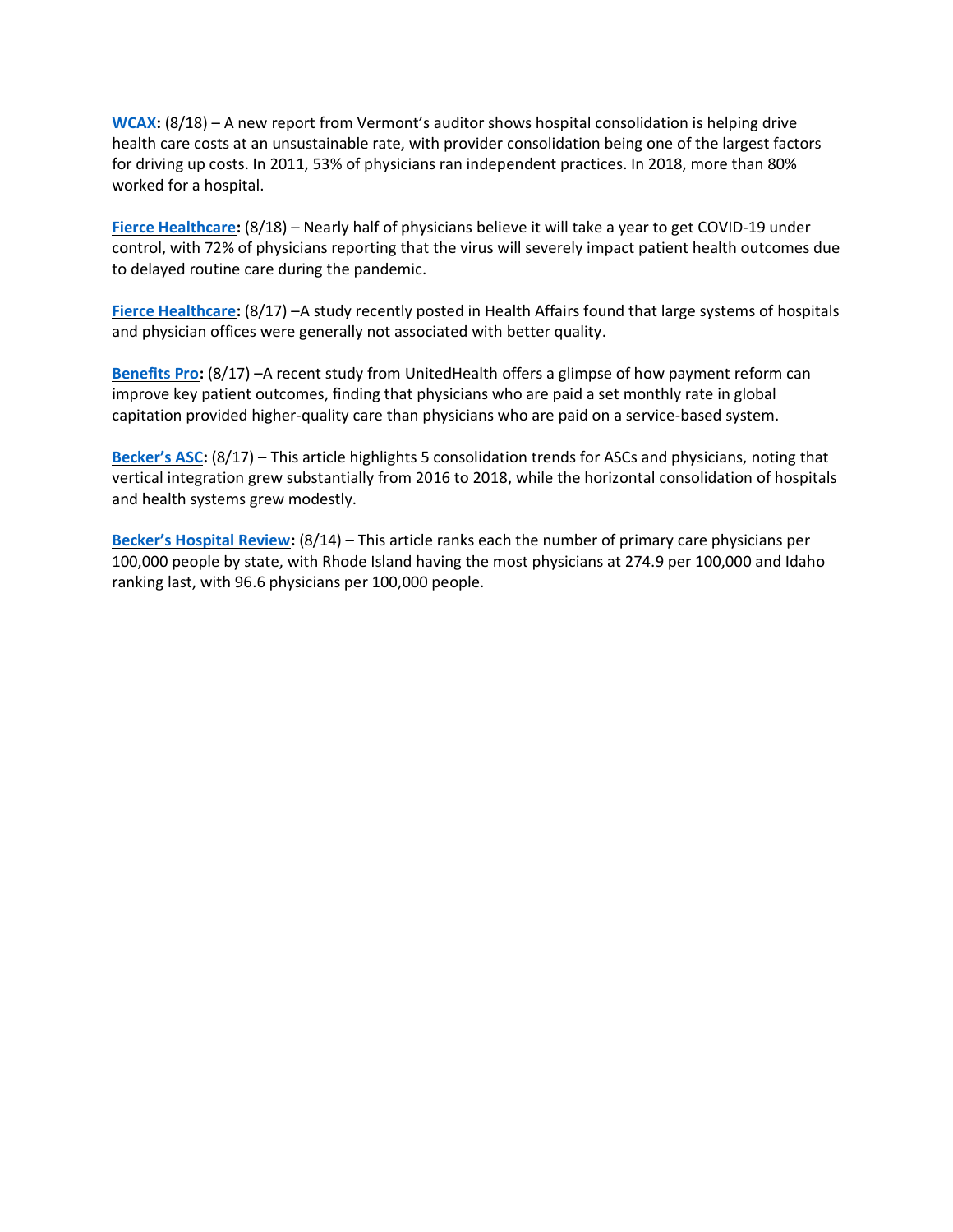**WCAX:** (8/18) – A new report from Vermont's auditor shows hospital consolidation is helping drive health care costs at an unsustainable rate, with provider consolidation being one of the largest factors for driving up costs. In 2011, 53% of physicians ran independent practices. In 2018, more than 80% worked for a hospital.

**Fierce Healthcare:** (8/18) – Nearly half of physicians believe it will take a year to get COVID-19 under control, with 72% of physicians reporting that the virus will severely impact patient health outcomes due to delayed routine care during the pandemic.

**Fierce Healthcare:** (8/17) –A study recently posted in Health Affairs found that large systems of hospitals and physician offices were generally not associated with better quality.

**Benefits Pro:** (8/17) –A recent study from UnitedHealth offers a glimpse of how payment reform can improve key patient outcomes, finding that physicians who are paid a set monthly rate in global capitation provided higher-quality care than physicians who are paid on a service-based system.

**Becker's ASC:** (8/17) – This article highlights 5 consolidation trends for ASCs and physicians, noting that vertical integration grew substantially from 2016 to 2018, while the horizontal consolidation of hospitals and health systems grew modestly.

**Becker's Hospital Review:** (8/14) – This article ranks each the number of primary care physicians per 100,000 people by state, with Rhode Island having the most physicians at 274.9 per 100,000 and Idaho ranking last, with 96.6 physicians per 100,000 people.